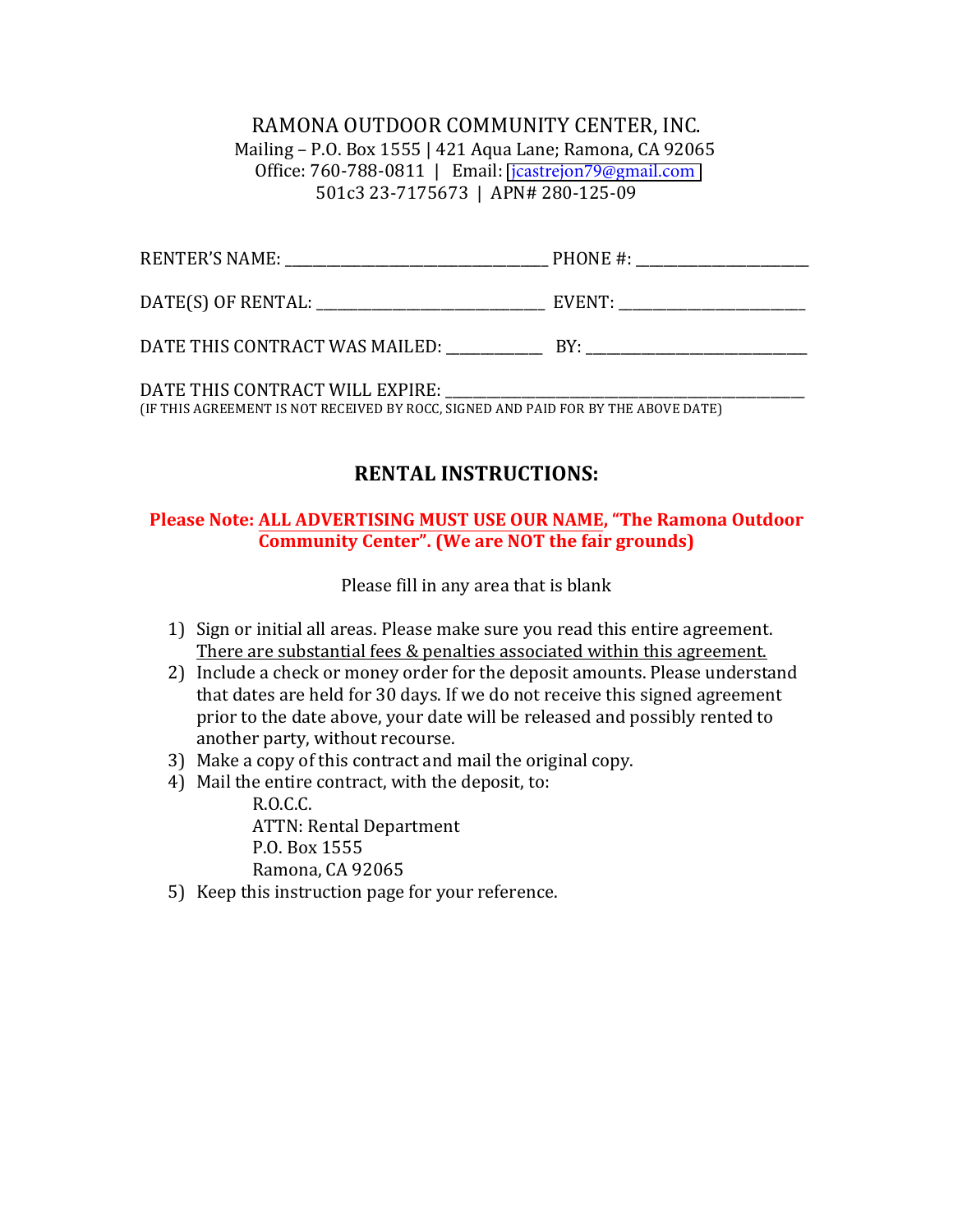RAMONA OUTDOOR COMMUNITY CENTER, INC.
Mailing – P.O. Box 1555 | 421 Aqua Lane; Ramona, CA 92065
Office: 760-788-0811 | Email: jcastrejon79@gmail.com
501c3 23-7175673 | APN# 280-125-09

RENTER'S NAME: ______________________________ PHONE #: ____________________

DATE(S) OF RENTAL: ___________________________ EVENT: ______________________

DATE THIS CONTRACT WAS MAILED: ___________ BY: __________________________

DATE THIS CONTRACT WILL EXPIRE: ____________________________________________
(IF THIS AGREEMENT IS NOT RECEIVED BY ROCC, SIGNED AND PAID FOR BY THE ABOVE DATE)

## RENTAL INSTRUCTIONS:

**Please Note: ALL ADVERTISING MUST USE OUR NAME, "The Ramona Outdoor Community Center". (We are NOT the fair grounds)**

Please fill in any area that is blank

1) Sign or initial all areas. Please make sure you read this entire agreement. There are substantial fees & penalties associated within this agreement.
2) Include a check or money order for the deposit amounts. Please understand that dates are held for 30 days. If we do not receive this signed agreement prior to the date above, your date will be released and possibly rented to another party, without recourse.
3) Make a copy of this contract and mail the original copy.
4) Mail the entire contract, with the deposit, to:
   R.O.C.C.
   ATTN: Rental Department
   P.O. Box 1555
   Ramona, CA 92065
5) Keep this instruction page for your reference.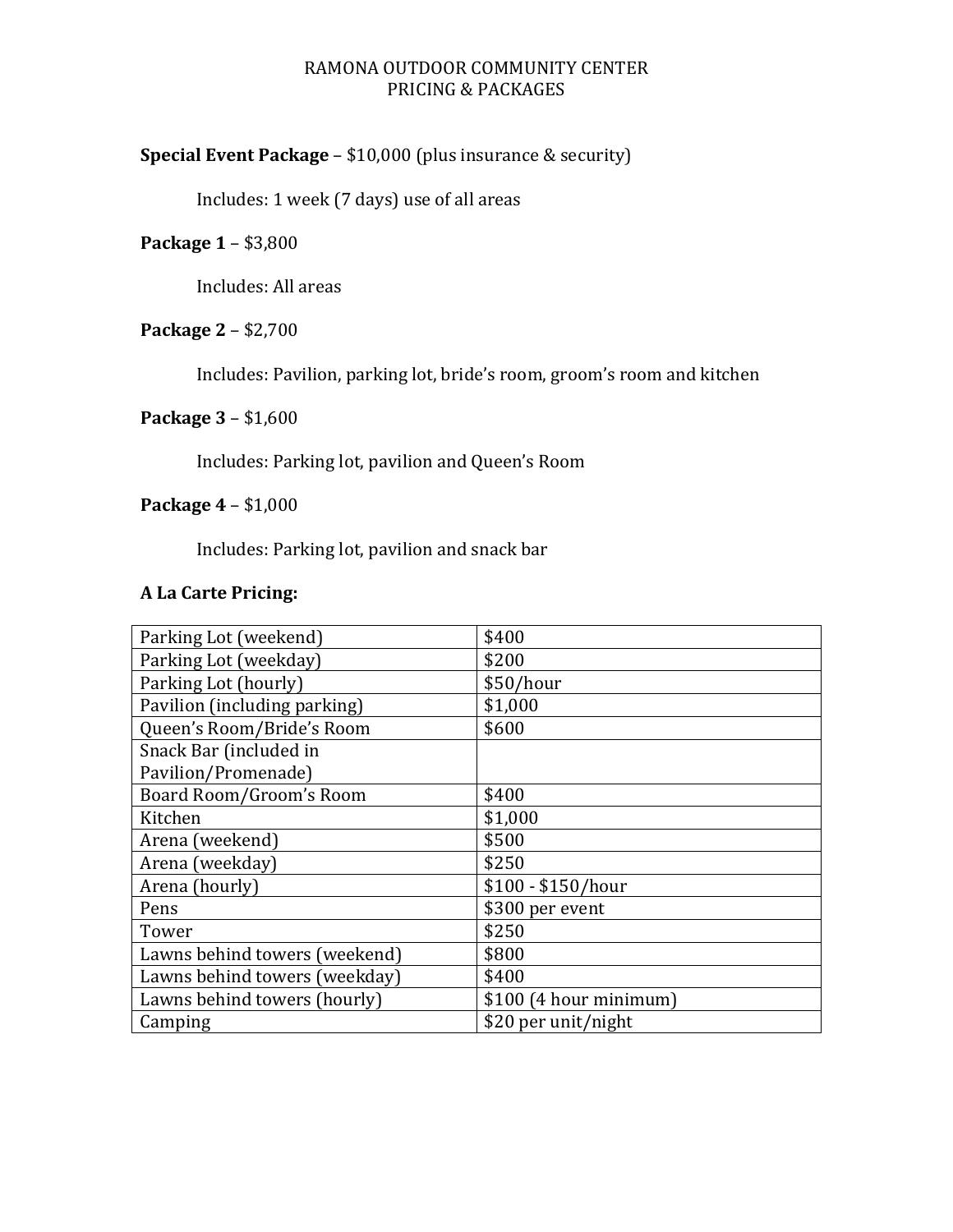# RAMONA OUTDOOR COMMUNITY CENTER
## PRICING & PACKAGES

**Special Event Package** – $10,000 (plus insurance & security)

Includes: 1 week (7 days) use of all areas

**Package 1** – $3,800

Includes: All areas

**Package 2** – $2,700

Includes: Pavilion, parking lot, bride's room, groom's room and kitchen

**Package 3** – $1,600

Includes: Parking lot, pavilion and Queen's Room

**Package 4** – $1,000

Includes: Parking lot, pavilion and snack bar

**A La Carte Pricing:**

| Item | Price |
|---|---|
| Parking Lot (weekend) | $400 |
| Parking Lot (weekday) | $200 |
| Parking Lot (hourly) | $50/hour |
| Pavilion (including parking) | $1,000 |
| Queen's Room/Bride's Room | $600 |
| Snack Bar (included in Pavilion/Promenade) | |
| Board Room/Groom's Room | $400 |
| Kitchen | $1,000 |
| Arena (weekend) | $500 |
| Arena (weekday) | $250 |
| Arena (hourly) | $100 - $150/hour |
| Pens | $300 per event |
| Tower | $250 |
| Lawns behind towers (weekend) | $800 |
| Lawns behind towers (weekday) | $400 |
| Lawns behind towers (hourly) | $100 (4 hour minimum) |
| Camping | $20 per unit/night |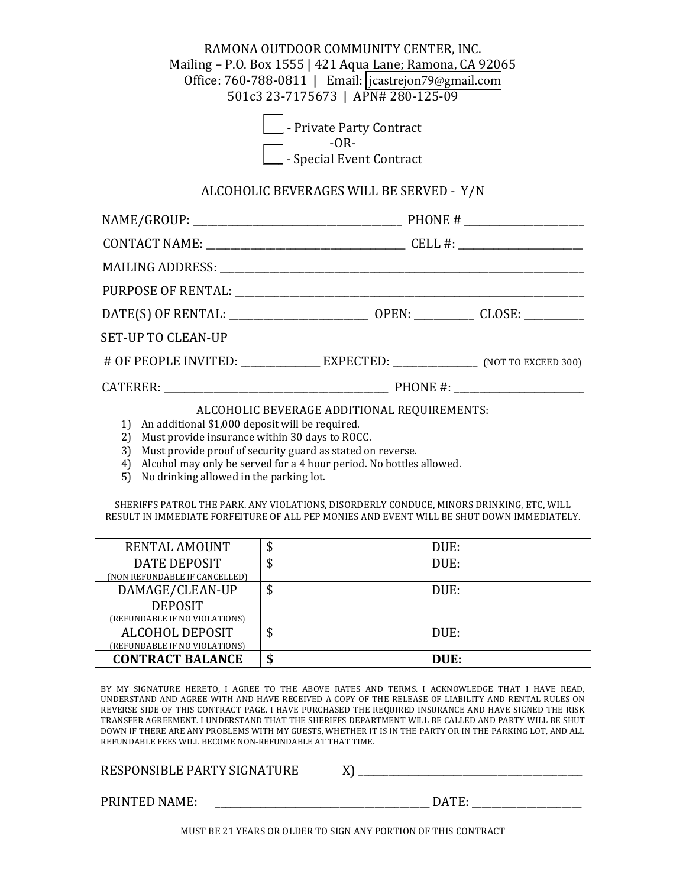RAMONA OUTDOOR COMMUNITY CENTER, INC.
Mailing – P.O. Box 1555 | 421 Aqua Lane; Ramona, CA 92065
Office: 760-788-0811 | Email: jcastrejon79@gmail.com
501c3 23-7175673 | APN# 280-125-09

☐ - Private Party Contract
-OR-
☐ - Special Event Contract

ALCOHOLIC BEVERAGES WILL BE SERVED - Y/N

NAME/GROUP: ________________________________________ PHONE # ______________________

CONTACT NAME: ______________________________________ CELL #: ______________________

MAILING ADDRESS: ______________________________________________________________________

PURPOSE OF RENTAL: ____________________________________________________________________

DATE(S) OF RENTAL: __________________________ OPEN: ___________ CLOSE: ___________

SET-UP TO CLEAN-UP

# OF PEOPLE INVITED: _______________ EXPECTED: ________________ (NOT TO EXCEED 300)

CATERER: ____________________________________________ PHONE #: ________________________

ALCOHOLIC BEVERAGE ADDITIONAL REQUIREMENTS:

1) An additional $1,000 deposit will be required.
2) Must provide insurance within 30 days to ROCC.
3) Must provide proof of security guard as stated on reverse.
4) Alcohol may only be served for a 4 hour period. No bottles allowed.
5) No drinking allowed in the parking lot.

SHERIFFS PATROL THE PARK. ANY VIOLATIONS, DISORDERLY CONDUCE, MINORS DRINKING, ETC, WILL RESULT IN IMMEDIATE FORFEITURE OF ALL PEP MONIES AND EVENT WILL BE SHUT DOWN IMMEDIATELY.

| | | |
|---|---|---|
| RENTAL AMOUNT | $ | DUE: |
| DATE DEPOSIT (NON REFUNDABLE IF CANCELLED) | $ | DUE: |
| DAMAGE/CLEAN-UP DEPOSIT (REFUNDABLE IF NO VIOLATIONS) | $ | DUE: |
| ALCOHOL DEPOSIT (REFUNDABLE IF NO VIOLATIONS) | $ | DUE: |
| **CONTRACT BALANCE** | **$** | **DUE:** |

BY MY SIGNATURE HERETO, I AGREE TO THE ABOVE RATES AND TERMS. I ACKNOWLEDGE THAT I HAVE READ, UNDERSTAND AND AGREE WITH AND HAVE RECEIVED A COPY OF THE RELEASE OF LIABILITY AND RENTAL RULES ON REVERSE SIDE OF THIS CONTRACT PAGE. I HAVE PURCHASED THE REQUIRED INSURANCE AND HAVE SIGNED THE RISK TRANSFER AGREEMENT. I UNDERSTAND THAT THE SHERIFFS DEPARTMENT WILL BE CALLED AND PARTY WILL BE SHUT DOWN IF THERE ARE ANY PROBLEMS WITH MY GUESTS, WHETHER IT IS IN THE PARTY OR IN THE PARKING LOT, AND ALL REFUNDABLE FEES WILL BECOME NON-REFUNDABLE AT THAT TIME.

RESPONSIBLE PARTY SIGNATURE X) ____________________________________________

PRINTED NAME: __________________________________________ DATE: ____________________

MUST BE 21 YEARS OR OLDER TO SIGN ANY PORTION OF THIS CONTRACT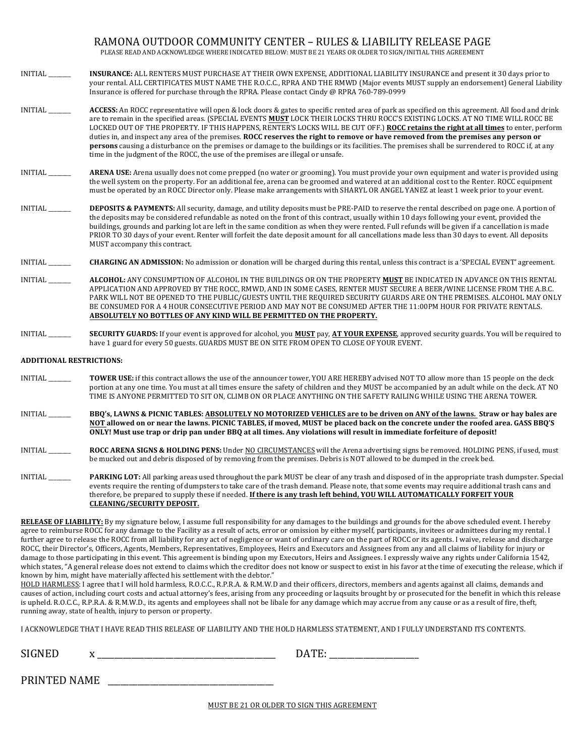# RAMONA OUTDOOR COMMUNITY CENTER – RULES & LIABILITY RELEASE PAGE

PLEASE READ AND ACKNOWLEDGE WHERE INDICATED BELOW: MUST BE 21 YEARS OR OLDER TO SIGN/INITIAL THIS AGREEMENT

INITIAL _______ **INSURANCE:** ALL RENTERS MUST PURCHASE AT THEIR OWN EXPENSE, ADDITIONAL LIABILITY INSURANCE and present it 30 days prior to your rental. ALL CERTIFICATES MUST NAME THE R.O.C.C., RPRA AND THE RMWD (Major events MUST supply an endorsement) General Liability Insurance is offered for purchase through the RPRA. Please contact Cindy @ RPRA 760-789-0999

INITIAL _______ **ACCESS:** An ROCC representative will open & lock doors & gates to specific rented area of park as specified on this agreement. All food and drink are to remain in the specified areas. (SPECIAL EVENTS **MUST** LOCK THEIR LOCKS THRU ROCC'S EXISTING LOCKS. AT NO TIME WILL ROCC BE LOCKED OUT OF THE PROPERTY. IF THIS HAPPENS, RENTER'S LOCKS WILL BE CUT OFF.) **ROCC retains the right at all times** to enter, perform duties in, and inspect any area of the premises. **ROCC reserves the right to remove or have removed from the premises any person or persons** causing a disturbance on the premises or damage to the buildings or its facilities. The premises shall be surrendered to ROCC if, at any time in the judgment of the ROCC, the use of the premises are illegal or unsafe.

INITIAL _______ **ARENA USE:** Arena usually does not come prepped (no water or grooming). You must provide your own equipment and water is provided using the well system on the property. For an additional fee, arena can be groomed and watered at an additional cost to the Renter. ROCC equipment must be operated by an ROCC Director only. Please make arrangements with SHARYL OR ANGEL YANEZ at least 1 week prior to your event.

INITIAL _______ **DEPOSITS & PAYMENTS:** All security, damage, and utility deposits must be PRE-PAID to reserve the rental described on page one. A portion of the deposits may be considered refundable as noted on the front of this contract, usually within 10 days following your event, provided the buildings, grounds and parking lot are left in the same condition as when they were rented. Full refunds will be given if a cancellation is made PRIOR TO 30 days of your event. Renter will forfeit the date deposit amount for all cancellations made less than 30 days to event. All deposits MUST accompany this contract.

INITIAL _______ **CHARGING AN ADMISSION:** No admission or donation will be charged during this rental, unless this contract is a 'SPECIAL EVENT' agreement.

INITIAL _______ **ALCOHOL:** ANY CONSUMPTION OF ALCOHOL IN THE BUILDINGS OR ON THE PROPERTY **MUST** BE INDICATED IN ADVANCE ON THIS RENTAL APPLICATION AND APPROVED BY THE ROCC, RMWD, AND IN SOME CASES, RENTER MUST SECURE A BEER/WINE LICENSE FROM THE A.B.C. PARK WILL NOT BE OPENED TO THE PUBLIC/GUESTS UNTIL THE REQUIRED SECURITY GUARDS ARE ON THE PREMISES. ALCOHOL MAY ONLY BE CONSUMED FOR A 4 HOUR CONSECUTIVE PERIOD AND MAY NOT BE CONSUMED AFTER THE 11:00PM HOUR FOR PRIVATE RENTALS. **ABSOLUTELY NO BOTTLES OF ANY KIND WILL BE PERMITTED ON THE PROPERTY.**

INITIAL _______ **SECURITY GUARDS:** If your event is approved for alcohol, you **MUST** pay, **AT YOUR EXPENSE**, approved security guards. You will be required to have 1 guard for every 50 guests. GUARDS MUST BE ON SITE FROM OPEN TO CLOSE OF YOUR EVENT.

**ADDITIONAL RESTRICTIONS:**

INITIAL _______ **TOWER USE:** if this contract allows the use of the announcer tower, YOU ARE HEREBY advised NOT TO allow more than 15 people on the deck portion at any one time. You must at all times ensure the safety of children and they MUST be accompanied by an adult while on the deck. AT NO TIME IS ANYONE PERMITTED TO SIT ON, CLIMB ON OR PLACE ANYTHING ON THE SAFETY RAILING WHILE USING THE ARENA TOWER.

INITIAL _______ **BBQ's, LAWNS & PICNIC TABLES: ABSOLUTELY NO MOTORIZED VEHICLES are to be driven on ANY of the lawns. Straw or hay bales are NOT allowed on or near the lawns. PICNIC TABLES, if moved, MUST be placed back on the concrete under the roofed area. GASS BBQ'S ONLY! Must use trap or drip pan under BBQ at all times. Any violations will result in immediate forfeiture of deposit!**

INITIAL _______ **ROCC ARENA SIGNS & HOLDING PENS:** Under NO CIRCUMSTANCES will the Arena advertising signs be removed. HOLDING PENS, if used, must be mucked out and debris disposed of by removing from the premises. Debris is NOT allowed to be dumped in the creek bed.

INITIAL _______ **PARKING LOT:** All parking areas used throughout the park MUST be clear of any trash and disposed of in the appropriate trash dumpster. Special events require the renting of dumpsters to take care of the trash demand. Please note, that some events may require additional trash cans and therefore, be prepared to supply these if needed. **If there is any trash left behind, YOU WILL AUTOMATICALLY FORFEIT YOUR CLEANING/SECURITY DEPOSIT.**

**RELEASE OF LIABILITY:** By my signature below, I assume full responsibility for any damages to the buildings and grounds for the above scheduled event. I hereby agree to reimburse ROCC for any damage to the Facility as a result of acts, error or omission by either myself, participants, invitees or admittees during my rental. I further agree to release the ROCC from all liability for any act of negligence or want of ordinary care on the part of ROCC or its agents. I waive, release and discharge ROCC, their Director's, Officers, Agents, Members, Representatives, Employees, Heirs and Executors and Assignees from any and all claims of liability for injury or damage to those participating in this event. This agreement is binding upon my Executors, Heirs and Assignees. I expressly waive any rights under California 1542, which states, "A general release does not extend to claims which the creditor does not know or suspect to exist in his favor at the time of executing the release, which if known by him, might have materially affected his settlement with the debtor."

HOLD HARMLESS: I agree that I will hold harmless, R.O.C.C., R.P.R.A. & R.M.W.D and their officers, directors, members and agents against all claims, demands and causes of action, including court costs and actual attorney's fees, arising from any proceeding or laqsuits brought by or prosecuted for the benefit in which this release is upheld. R.O.C.C., R.P.R.A. & R.M.W.D., its agents and employees shall not be libale for any damage which may accrue from any cause or as a result of fire, theft, running away, state of health, injury to person or property.

I ACKNOWLEDGE THAT I HAVE READ THIS RELEASE OF LIABILITY AND THE HOLD HARMLESS STATEMENT, AND I FULLY UNDERSTAND ITS CONTENTS.

SIGNED x ______________________________ DATE: ________________

PRINTED NAME ______________________________

MUST BE 21 OR OLDER TO SIGN THIS AGREEMENT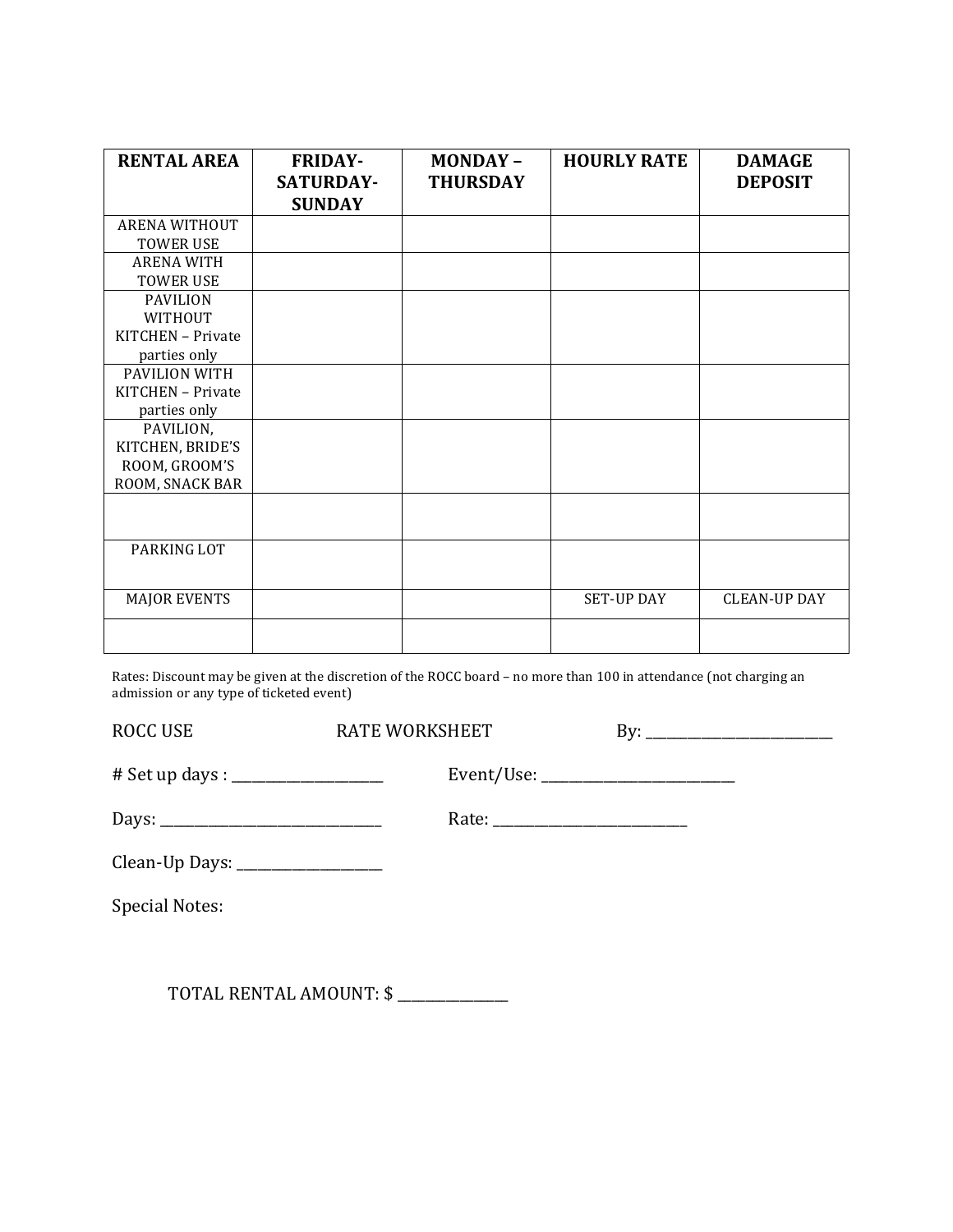| RENTAL AREA | FRIDAY-SATURDAY-SUNDAY | MONDAY – THURSDAY | HOURLY RATE | DAMAGE DEPOSIT |
|---|---|---|---|---|
| ARENA WITHOUT TOWER USE | | | | |
| ARENA WITH TOWER USE | | | | |
| PAVILION WITHOUT KITCHEN – Private parties only | | | | |
| PAVILION WITH KITCHEN – Private parties only | | | | |
| PAVILION, KITCHEN, BRIDE'S ROOM, GROOM'S ROOM, SNACK BAR | | | | |
| | | | | |
| PARKING LOT | | | | |
| MAJOR EVENTS | | | SET-UP DAY | CLEAN-UP DAY |
| | | | | |

Rates: Discount may be given at the discretion of the ROCC board – no more than 100 in attendance (not charging an admission or any type of ticketed event)

ROCC USE RATE WORKSHEET By: ___________________________

# Set up days : ______________________ Event/Use: ___________________________

Days: _________________________________ Rate: ____________________________

Clean-Up Days: _____________________

Special Notes:

TOTAL RENTAL AMOUNT: $ _______________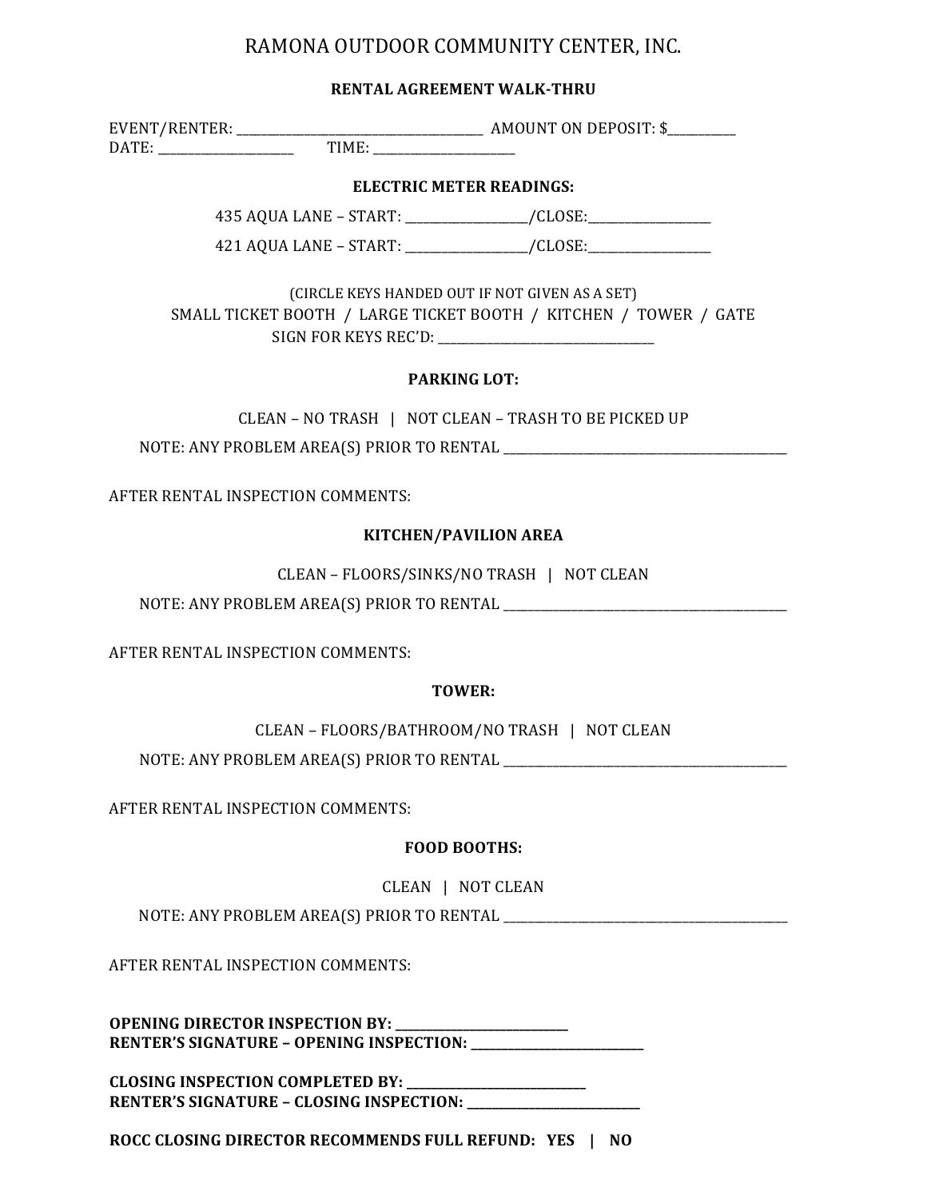# RAMONA OUTDOOR COMMUNITY CENTER, INC.

**RENTAL AGREEMENT WALK-THRU**

EVENT/RENTER: ______________________________________ AMOUNT ON DEPOSIT: $__________
DATE: ____________________ TIME: ____________________

**ELECTRIC METER READINGS:**

435 AQUA LANE – START: __________________/CLOSE:__________________

421 AQUA LANE – START: __________________/CLOSE:__________________

(CIRCLE KEYS HANDED OUT IF NOT GIVEN AS A SET)
SMALL TICKET BOOTH / LARGE TICKET BOOTH / KITCHEN / TOWER / GATE
SIGN FOR KEYS REC'D: ________________________________

**PARKING LOT:**

CLEAN – NO TRASH | NOT CLEAN – TRASH TO BE PICKED UP

NOTE: ANY PROBLEM AREA(S) PRIOR TO RENTAL ____________________________________________

AFTER RENTAL INSPECTION COMMENTS:

**KITCHEN/PAVILION AREA**

CLEAN – FLOORS/SINKS/NO TRASH | NOT CLEAN

NOTE: ANY PROBLEM AREA(S) PRIOR TO RENTAL ____________________________________________

AFTER RENTAL INSPECTION COMMENTS:

**TOWER:**

CLEAN – FLOORS/BATHROOM/NO TRASH | NOT CLEAN

NOTE: ANY PROBLEM AREA(S) PRIOR TO RENTAL ____________________________________________

AFTER RENTAL INSPECTION COMMENTS:

**FOOD BOOTHS:**

CLEAN | NOT CLEAN

NOTE: ANY PROBLEM AREA(S) PRIOR TO RENTAL ____________________________________________

AFTER RENTAL INSPECTION COMMENTS:

**OPENING DIRECTOR INSPECTION BY: ___________________________**
**RENTER'S SIGNATURE – OPENING INSPECTION: ___________________________**

**CLOSING INSPECTION COMPLETED BY: ___________________________**
**RENTER'S SIGNATURE – CLOSING INSPECTION: ___________________________**

**ROCC CLOSING DIRECTOR RECOMMENDS FULL REFUND: YES | NO**